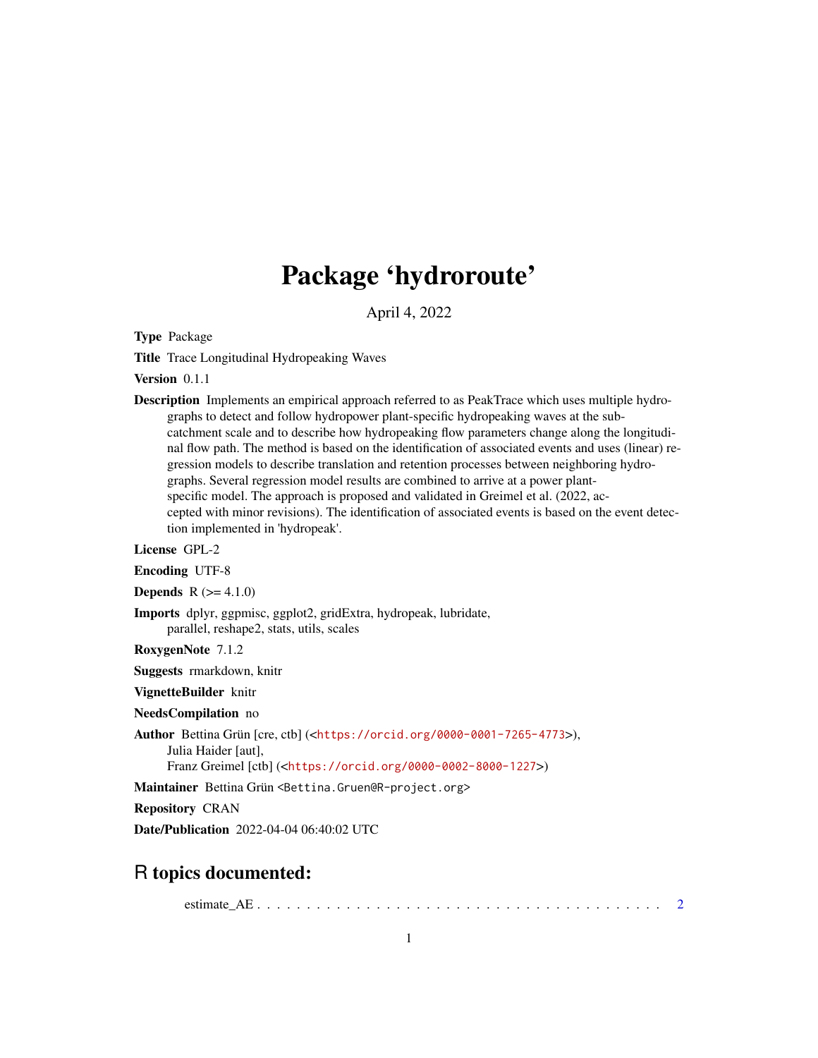# Package 'hydroroute'

April 4, 2022

**Type** Package

**Title** Trace Longitudinal Hydropeaking Waves

**Version** 0.1.1

**Description** Implements an empirical approach referred to as PeakTrace which uses multiple hydrographs to detect and follow hydropower plant-specific hydropeaking waves at the subcatchment scale and to describe how hydropeaking flow parameters change along the longitudinal flow path. The method is based on the identification of associated events and uses (linear) regression models to describe translation and retention processes between neighboring hydrographs. Several regression model results are combined to arrive at a power plant-specific model. The approach is proposed and validated in Greimel et al. (2022, accepted with minor revisions). The identification of associated events is based on the event detection implemented in 'hydropeak'.

**License** GPL-2

**Encoding** UTF-8

**Depends** R (>= 4.1.0)

**Imports** dplyr, ggpmisc, ggplot2, gridExtra, hydropeak, lubridate, parallel, reshape2, stats, utils, scales

**RoxygenNote** 7.1.2

**Suggests** rmarkdown, knitr

**VignetteBuilder** knitr

**NeedsCompilation** no

**Author** Bettina Grün [cre, ctb] (<https://orcid.org/0000-0001-7265-4773>), Julia Haider [aut], Franz Greimel [ctb] (<https://orcid.org/0000-0002-8000-1227>)

**Maintainer** Bettina Grün <Bettina.Gruen@R-project.org>

**Repository** CRAN

**Date/Publication** 2022-04-04 06:40:02 UTC

## R topics documented:

estimate_AE . . . . . . . . . . . . . . . . . . . . . . . . . . . . . . . . . . . . . . . . . . 2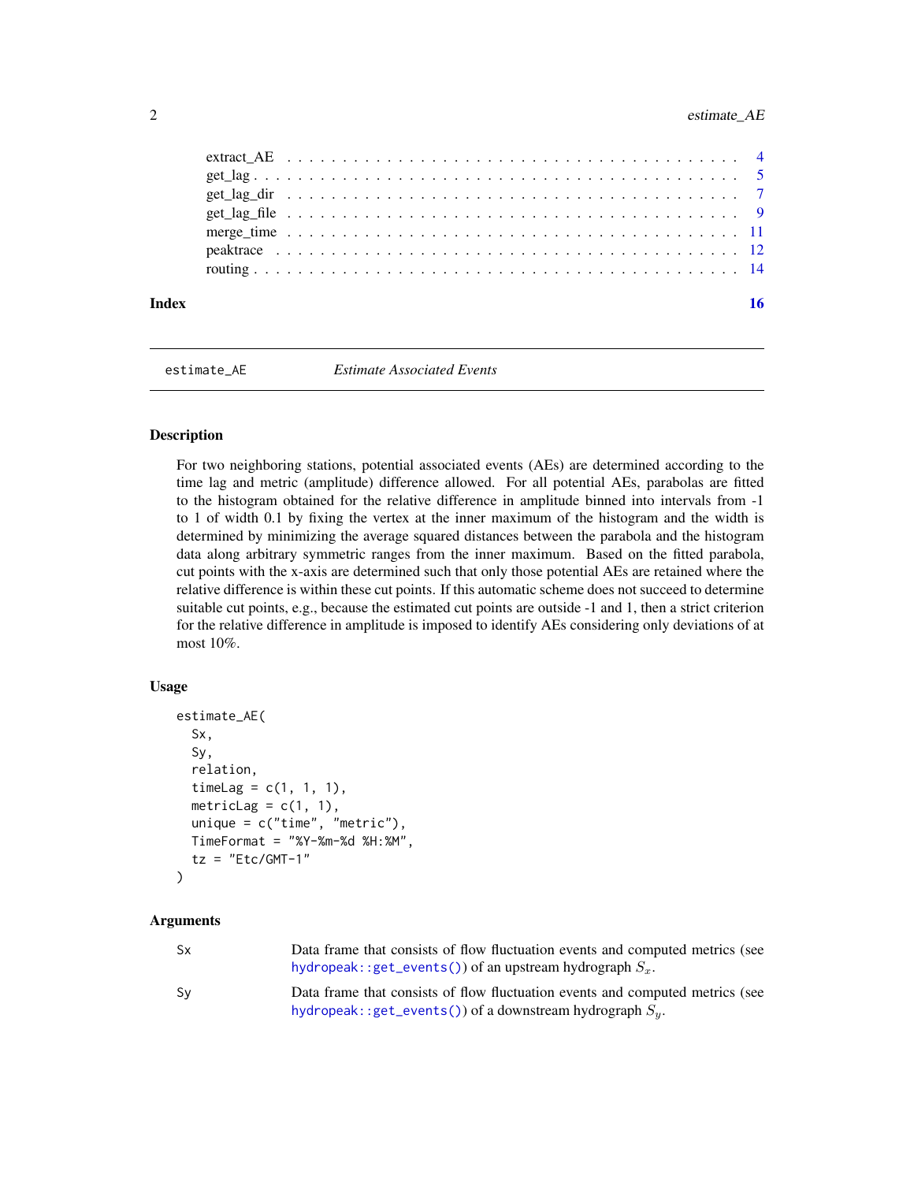extract_AE . . . . . . . . . . . . . . . . . . . . . . . . . . . . . . . . . . . . . . . 4
get_lag . . . . . . . . . . . . . . . . . . . . . . . . . . . . . . . . . . . . . . . . . 5
get_lag_dir . . . . . . . . . . . . . . . . . . . . . . . . . . . . . . . . . . . . . . . 7
get_lag_file . . . . . . . . . . . . . . . . . . . . . . . . . . . . . . . . . . . . . . . 9
merge_time . . . . . . . . . . . . . . . . . . . . . . . . . . . . . . . . . . . . . . . 11
peaktrace . . . . . . . . . . . . . . . . . . . . . . . . . . . . . . . . . . . . . . . . 12
routing . . . . . . . . . . . . . . . . . . . . . . . . . . . . . . . . . . . . . . . . . 14

**Index** **16**

---

estimate_AE *Estimate Associated Events*

---

## Description

For two neighboring stations, potential associated events (AEs) are determined according to the time lag and metric (amplitude) difference allowed. For all potential AEs, parabolas are fitted to the histogram obtained for the relative difference in amplitude binned into intervals from -1 to 1 of width 0.1 by fixing the vertex at the inner maximum of the histogram and the width is determined by minimizing the average squared distances between the parabola and the histogram data along arbitrary symmetric ranges from the inner maximum. Based on the fitted parabola, cut points with the x-axis are determined such that only those potential AEs are retained where the relative difference is within these cut points. If this automatic scheme does not succeed to determine suitable cut points, e.g., because the estimated cut points are outside -1 and 1, then a strict criterion for the relative difference in amplitude is imposed to identify AEs considering only deviations of at most 10%.

## Usage

```
estimate_AE(
  Sx,
  Sy,
  relation,
  timeLag = c(1, 1, 1),
  metricLag = c(1, 1),
  unique = c("time", "metric"),
  TimeFormat = "%Y-%m-%d %H:%M",
  tz = "Etc/GMT-1"
)
```

## Arguments

| | |
|---|---|
| Sx | Data frame that consists of flow fluctuation events and computed metrics (see `hydropeak::get_events()`) of an upstream hydrograph $S_x$. |
| Sy | Data frame that consists of flow fluctuation events and computed metrics (see `hydropeak::get_events()`) of a downstream hydrograph $S_y$. |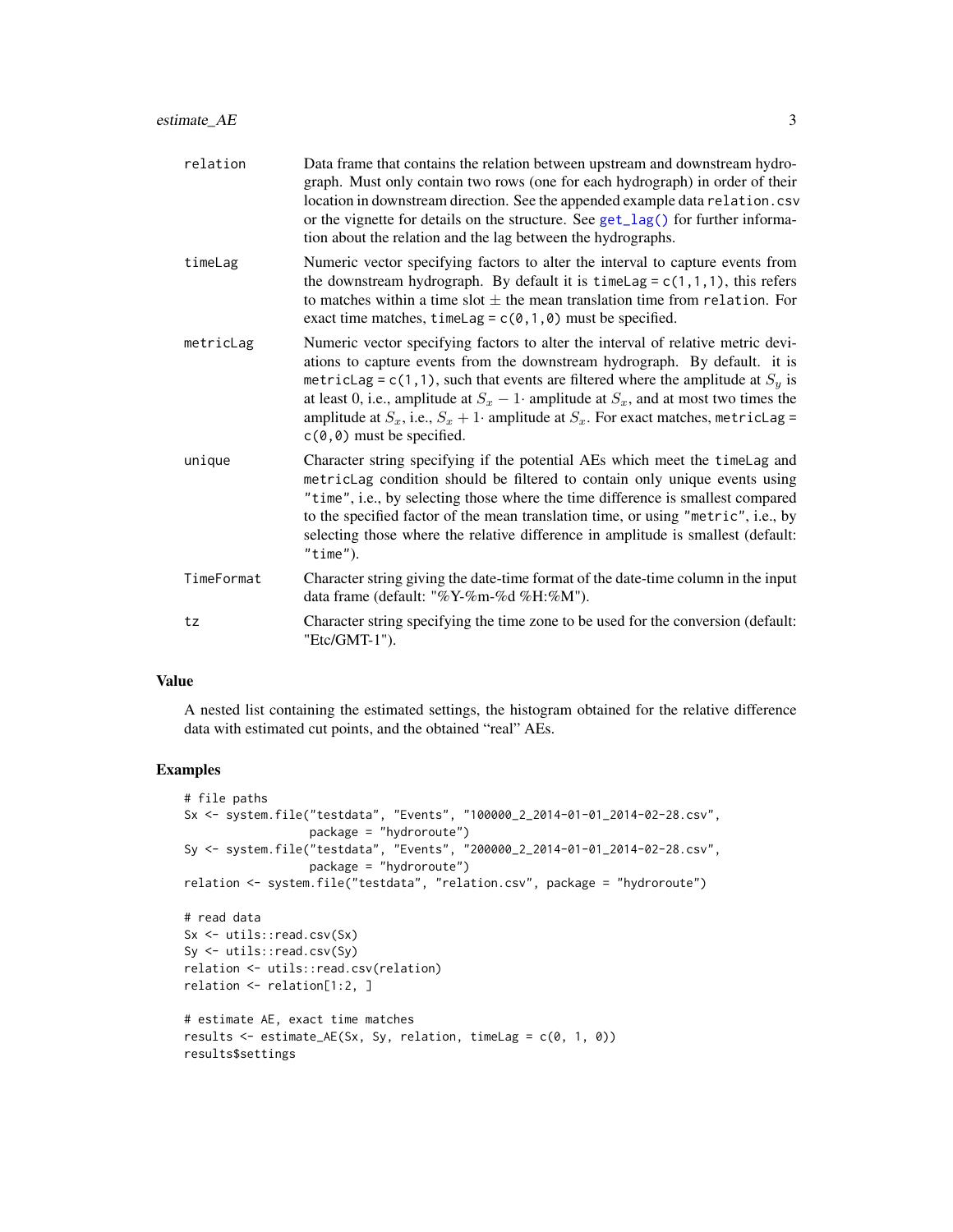| | |
|---|---|
| `relation` | Data frame that contains the relation between upstream and downstream hydrograph. Must only contain two rows (one for each hydrograph) in order of their location in downstream direction. See the appended example data `relation.csv` or the vignette for details on the structure. See `get_lag()` for further information about the relation and the lag between the hydrographs. |
| `timeLag` | Numeric vector specifying factors to alter the interval to capture events from the downstream hydrograph. By default it is `timeLag = c(1,1,1)`, this refers to matches within a time slot $\pm$ the mean translation time from `relation`. For exact time matches, `timeLag = c(0,1,0)` must be specified. |
| `metricLag` | Numeric vector specifying factors to alter the interval of relative metric deviations to capture events from the downstream hydrograph. By default. it is `metricLag = c(1,1)`, such that events are filtered where the amplitude at $S_y$ is at least 0, i.e., amplitude at $S_x - 1\cdot$ amplitude at $S_x$, and at most two times the amplitude at $S_x$, i.e., $S_x + 1\cdot$ amplitude at $S_x$. For exact matches, `metricLag = c(0,0)` must be specified. |
| `unique` | Character string specifying if the potential AEs which meet the `timeLag` and `metricLag` condition should be filtered to contain only unique events using `"time"`, i.e., by selecting those where the time difference is smallest compared to the specified factor of the mean translation time, or using `"metric"`, i.e., by selecting those where the relative difference in amplitude is smallest (default: `"time"`). |
| `TimeFormat` | Character string giving the date-time format of the date-time column in the input data frame (default: "%Y-%m-%d %H:%M"). |
| `tz` | Character string specifying the time zone to be used for the conversion (default: "Etc/GMT-1"). |

## Value

A nested list containing the estimated settings, the histogram obtained for the relative difference data with estimated cut points, and the obtained "real" AEs.

## Examples

```
# file paths
Sx <- system.file("testdata", "Events", "100000_2_2014-01-01_2014-02-28.csv",
                  package = "hydroroute")
Sy <- system.file("testdata", "Events", "200000_2_2014-01-01_2014-02-28.csv",
                  package = "hydroroute")
relation <- system.file("testdata", "relation.csv", package = "hydroroute")

# read data
Sx <- utils::read.csv(Sx)
Sy <- utils::read.csv(Sy)
relation <- utils::read.csv(relation)
relation <- relation[1:2, ]

# estimate AE, exact time matches
results <- estimate_AE(Sx, Sy, relation, timeLag = c(0, 1, 0))
results$settings
```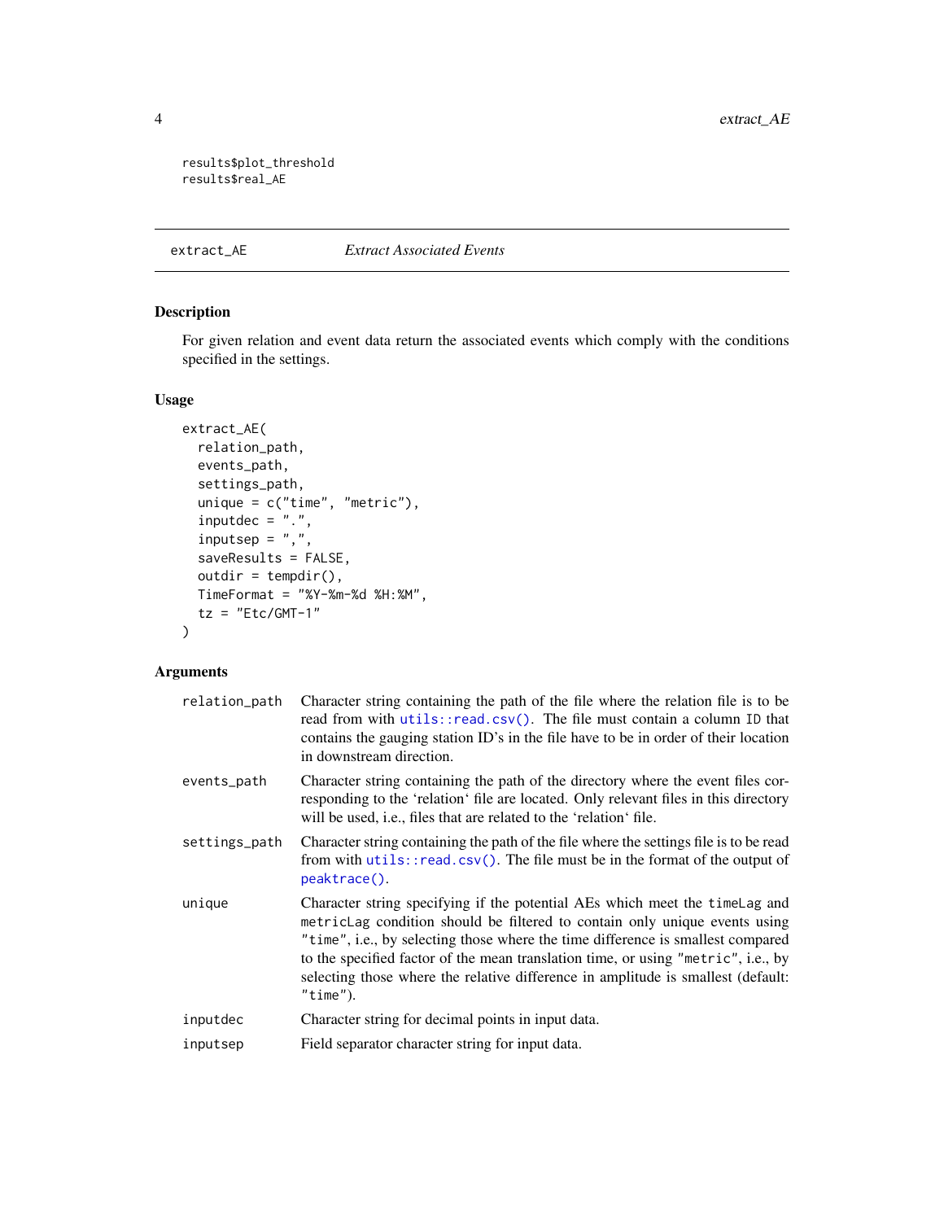```
results$plot_threshold
results$real_AE
```

## extract_AE — *Extract Associated Events*

### Description

For given relation and event data return the associated events which comply with the conditions specified in the settings.

### Usage

```
extract_AE(
  relation_path,
  events_path,
  settings_path,
  unique = c("time", "metric"),
  inputdec = ".",
  inputsep = ",",
  saveResults = FALSE,
  outdir = tempdir(),
  TimeFormat = "%Y-%m-%d %H:%M",
  tz = "Etc/GMT-1"
)
```

### Arguments

| Argument | Description |
|---|---|
| `relation_path` | Character string containing the path of the file where the relation file is to be read from with `utils::read.csv()`. The file must contain a column `ID` that contains the gauging station ID's in the file have to be in order of their location in downstream direction. |
| `events_path` | Character string containing the path of the directory where the event files corresponding to the 'relation' file are located. Only relevant files in this directory will be used, i.e., files that are related to the 'relation' file. |
| `settings_path` | Character string containing the path of the file where the settings file is to be read from with `utils::read.csv()`. The file must be in the format of the output of `peaktrace()`. |
| `unique` | Character string specifying if the potential AEs which meet the `timeLag` and `metricLag` condition should be filtered to contain only unique events using `"time"`, i.e., by selecting those where the time difference is smallest compared to the specified factor of the mean translation time, or using `"metric"`, i.e., by selecting those where the relative difference in amplitude is smallest (default: `"time"`). |
| `inputdec` | Character string for decimal points in input data. |
| `inputsep` | Field separator character string for input data. |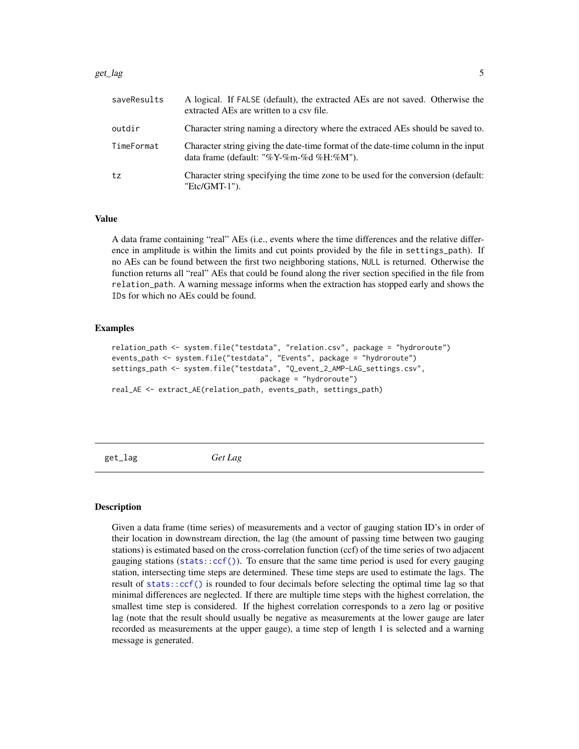| | |
|---|---|
| saveResults | A logical. If FALSE (default), the extracted AEs are not saved. Otherwise the extracted AEs are written to a csv file. |
| outdir | Character string naming a directory where the extraced AEs should be saved to. |
| TimeFormat | Character string giving the date-time format of the date-time column in the input data frame (default: "%Y-%m-%d %H:%M"). |
| tz | Character string specifying the time zone to be used for the conversion (default: "Etc/GMT-1"). |

### Value

A data frame containing "real" AEs (i.e., events where the time differences and the relative difference in amplitude is within the limits and cut points provided by the file in settings_path). If no AEs can be found between the first two neighboring stations, NULL is returned. Otherwise the function returns all "real" AEs that could be found along the river section specified in the file from relation_path. A warning message informs when the extraction has stopped early and shows the IDs for which no AEs could be found.

### Examples

```
relation_path <- system.file("testdata", "relation.csv", package = "hydroroute")
events_path <- system.file("testdata", "Events", package = "hydroroute")
settings_path <- system.file("testdata", "Q_event_2_AMP-LAG_settings.csv",
                             package = "hydroroute")
real_AE <- extract_AE(relation_path, events_path, settings_path)
```

## get_lag *Get Lag*

### Description

Given a data frame (time series) of measurements and a vector of gauging station ID's in order of their location in downstream direction, the lag (the amount of passing time between two gauging stations) is estimated based on the cross-correlation function (ccf) of the time series of two adjacent gauging stations (stats::ccf()). To ensure that the same time period is used for every gauging station, intersecting time steps are determined. These time steps are used to estimate the lags. The result of stats::ccf() is rounded to four decimals before selecting the optimal time lag so that minimal differences are neglected. If there are multiple time steps with the highest correlation, the smallest time step is considered. If the highest correlation corresponds to a zero lag or positive lag (note that the result should usually be negative as measurements at the lower gauge are later recorded as measurements at the upper gauge), a time step of length 1 is selected and a warning message is generated.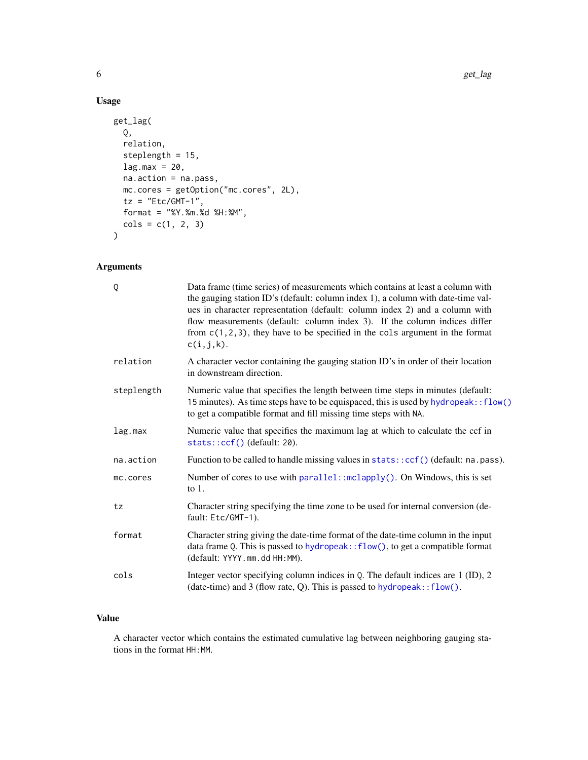### Usage

```
get_lag(
  Q,
  relation,
  steplength = 15,
  lag.max = 20,
  na.action = na.pass,
  mc.cores = getOption("mc.cores", 2L),
  tz = "Etc/GMT-1",
  format = "%Y.%m.%d %H:%M",
  cols = c(1, 2, 3)
)
```

### Arguments

| Argument | Description |
| --- | --- |
| `Q` | Data frame (time series) of measurements which contains at least a column with the gauging station ID's (default: column index 1), a column with date-time values in character representation (default: column index 2) and a column with flow measurements (default: column index 3). If the column indices differ from `c(1,2,3)`, they have to be specified in the `cols` argument in the format `c(i,j,k)`. |
| `relation` | A character vector containing the gauging station ID's in order of their location in downstream direction. |
| `steplength` | Numeric value that specifies the length between time steps in minutes (default: 15 minutes). As time steps have to be equispaced, this is used by `hydropeak::flow()` to get a compatible format and fill missing time steps with `NA`. |
| `lag.max` | Numeric value that specifies the maximum lag at which to calculate the ccf in `stats::ccf()` (default: `20`). |
| `na.action` | Function to be called to handle missing values in `stats::ccf()` (default: `na.pass`). |
| `mc.cores` | Number of cores to use with `parallel::mclapply()`. On Windows, this is set to 1. |
| `tz` | Character string specifying the time zone to be used for internal conversion (default: `Etc/GMT-1`). |
| `format` | Character string giving the date-time format of the date-time column in the input data frame `Q`. This is passed to `hydropeak::flow()`, to get a compatible format (default: `YYYY.mm.dd HH:MM`). |
| `cols` | Integer vector specifying column indices in `Q`. The default indices are 1 (ID), 2 (date-time) and 3 (flow rate, Q). This is passed to `hydropeak::flow()`. |

### Value

A character vector which contains the estimated cumulative lag between neighboring gauging stations in the format `HH:MM`.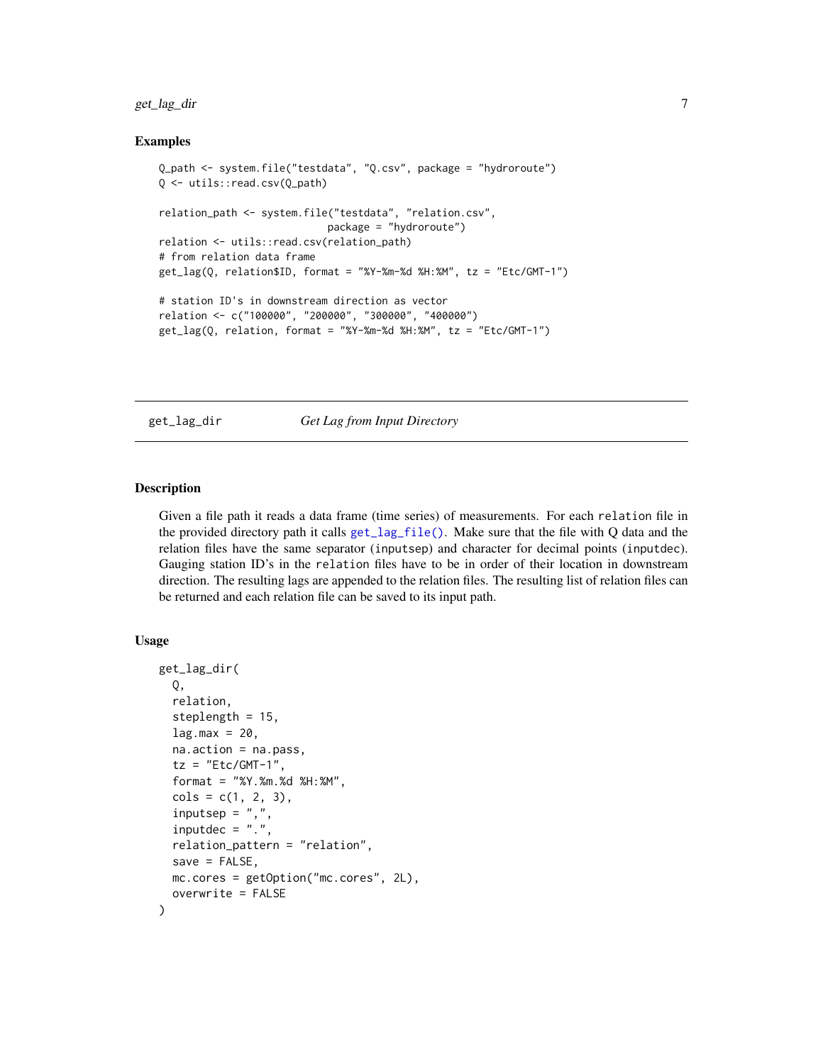### Examples

```
Q_path <- system.file("testdata", "Q.csv", package = "hydroroute")
Q <- utils::read.csv(Q_path)

relation_path <- system.file("testdata", "relation.csv",
                             package = "hydroroute")
relation <- utils::read.csv(relation_path)
# from relation data frame
get_lag(Q, relation$ID, format = "%Y-%m-%d %H:%M", tz = "Etc/GMT-1")

# station ID's in downstream direction as vector
relation <- c("100000", "200000", "300000", "400000")
get_lag(Q, relation, format = "%Y-%m-%d %H:%M", tz = "Etc/GMT-1")
```

---

## get_lag_dir &nbsp;&nbsp;&nbsp;&nbsp; *Get Lag from Input Directory*

### Description

Given a file path it reads a data frame (time series) of measurements. For each `relation` file in the provided directory path it calls `get_lag_file()`. Make sure that the file with Q data and the relation files have the same separator (`inputsep`) and character for decimal points (`inputdec`). Gauging station ID's in the `relation` files have to be in order of their location in downstream direction. The resulting lags are appended to the relation files. The resulting list of relation files can be returned and each relation file can be saved to its input path.

### Usage

```
get_lag_dir(
  Q,
  relation,
  steplength = 15,
  lag.max = 20,
  na.action = na.pass,
  tz = "Etc/GMT-1",
  format = "%Y.%m.%d %H:%M",
  cols = c(1, 2, 3),
  inputsep = ",",
  inputdec = ".",
  relation_pattern = "relation",
  save = FALSE,
  mc.cores = getOption("mc.cores", 2L),
  overwrite = FALSE
)
```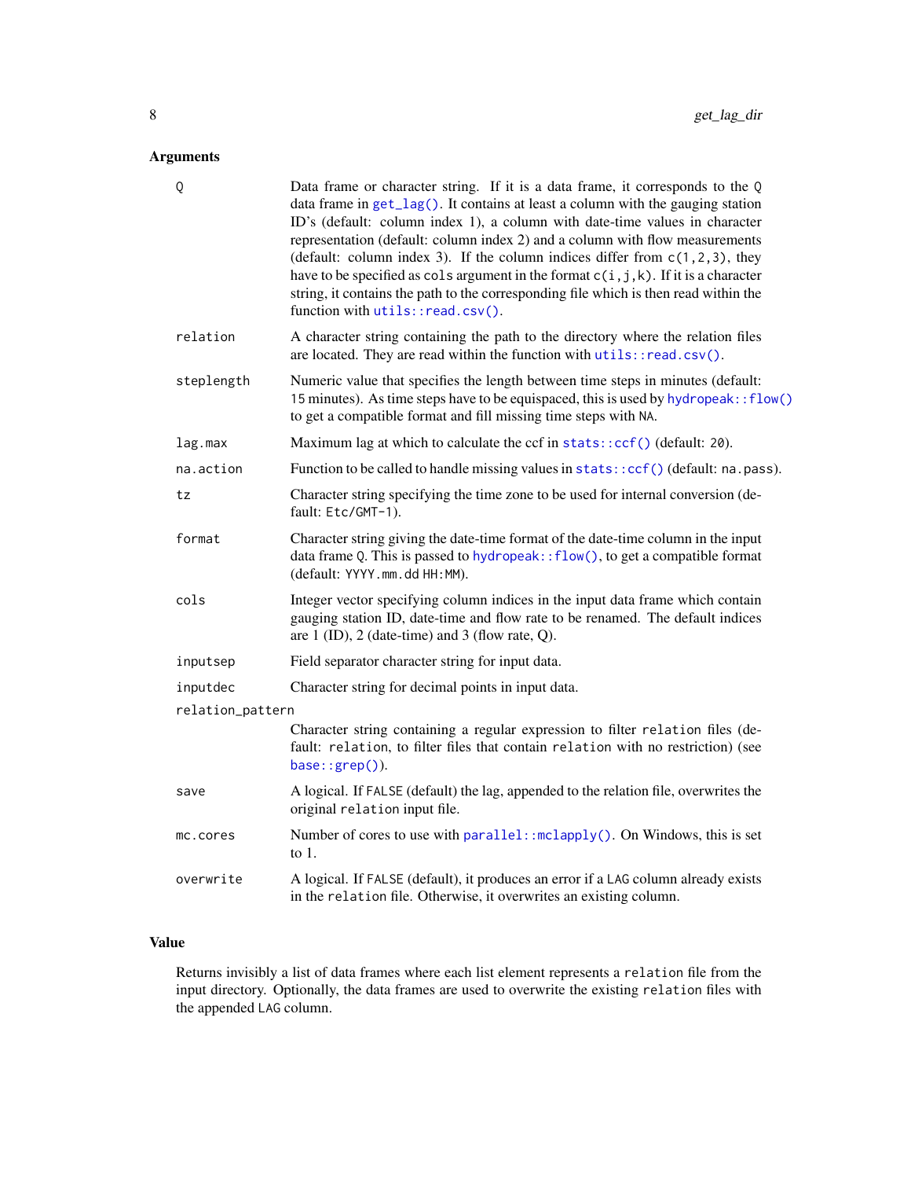## Arguments

| Argument | Description |
| --- | --- |
| `Q` | Data frame or character string. If it is a data frame, it corresponds to the `Q` data frame in `get_lag()`. It contains at least a column with the gauging station ID's (default: column index 1), a column with date-time values in character representation (default: column index 2) and a column with flow measurements (default: column index 3). If the column indices differ from `c(1,2,3)`, they have to be specified as `cols` argument in the format `c(i,j,k)`. If it is a character string, it contains the path to the corresponding file which is then read within the function with `utils::read.csv()`. |
| `relation` | A character string containing the path to the directory where the relation files are located. They are read within the function with `utils::read.csv()`. |
| `steplength` | Numeric value that specifies the length between time steps in minutes (default: 15 minutes). As time steps have to be equispaced, this is used by `hydropeak::flow()` to get a compatible format and fill missing time steps with `NA`. |
| `lag.max` | Maximum lag at which to calculate the ccf in `stats::ccf()` (default: `20`). |
| `na.action` | Function to be called to handle missing values in `stats::ccf()` (default: `na.pass`). |
| `tz` | Character string specifying the time zone to be used for internal conversion (default: `Etc/GMT-1`). |
| `format` | Character string giving the date-time format of the date-time column in the input data frame `Q`. This is passed to `hydropeak::flow()`, to get a compatible format (default: `YYYY.mm.dd HH:MM`). |
| `cols` | Integer vector specifying column indices in the input data frame which contain gauging station ID, date-time and flow rate to be renamed. The default indices are 1 (ID), 2 (date-time) and 3 (flow rate, Q). |
| `inputsep` | Field separator character string for input data. |
| `inputdec` | Character string for decimal points in input data. |
| `relation_pattern` | Character string containing a regular expression to filter `relation` files (default: `relation`, to filter files that contain `relation` with no restriction) (see `base::grep()`). |
| `save` | A logical. If `FALSE` (default) the lag, appended to the relation file, overwrites the original `relation` input file. |
| `mc.cores` | Number of cores to use with `parallel::mclapply()`. On Windows, this is set to 1. |
| `overwrite` | A logical. If `FALSE` (default), it produces an error if a `LAG` column already exists in the `relation` file. Otherwise, it overwrites an existing column. |

## Value

Returns invisibly a list of data frames where each list element represents a `relation` file from the input directory. Optionally, the data frames are used to overwrite the existing `relation` files with the appended `LAG` column.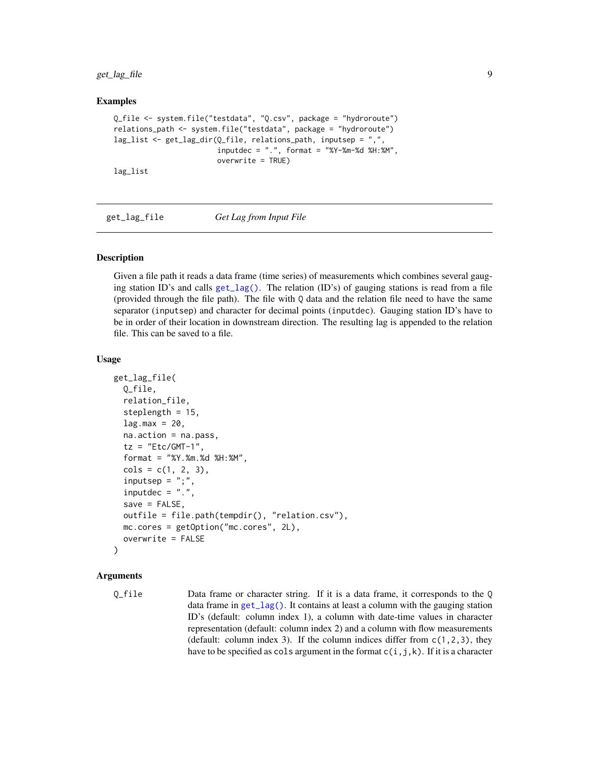### Examples

```
Q_file <- system.file("testdata", "Q.csv", package = "hydroroute")
relations_path <- system.file("testdata", package = "hydroroute")
lag_list <- get_lag_dir(Q_file, relations_path, inputsep = ",",
                        inputdec = ".", format = "%Y-%m-%d %H:%M",
                        overwrite = TRUE)
lag_list
```

---

## get_lag_file    *Get Lag from Input File*

### Description

Given a file path it reads a data frame (time series) of measurements which combines several gauging station ID's and calls get_lag(). The relation (ID's) of gauging stations is read from a file (provided through the file path). The file with Q data and the relation file need to have the same separator (inputsep) and character for decimal points (inputdec). Gauging station ID's have to be in order of their location in downstream direction. The resulting lag is appended to the relation file. This can be saved to a file.

### Usage

```
get_lag_file(
  Q_file,
  relation_file,
  steplength = 15,
  lag.max = 20,
  na.action = na.pass,
  tz = "Etc/GMT-1",
  format = "%Y.%m.%d %H:%M",
  cols = c(1, 2, 3),
  inputsep = ";",
  inputdec = ".",
  save = FALSE,
  outfile = file.path(tempdir(), "relation.csv"),
  mc.cores = getOption("mc.cores", 2L),
  overwrite = FALSE
)
```

### Arguments

Q_file    Data frame or character string. If it is a data frame, it corresponds to the Q data frame in get_lag(). It contains at least a column with the gauging station ID's (default: column index 1), a column with date-time values in character representation (default: column index 2) and a column with flow measurements (default: column index 3). If the column indices differ from c(1,2,3), they have to be specified as cols argument in the format c(i,j,k). If it is a character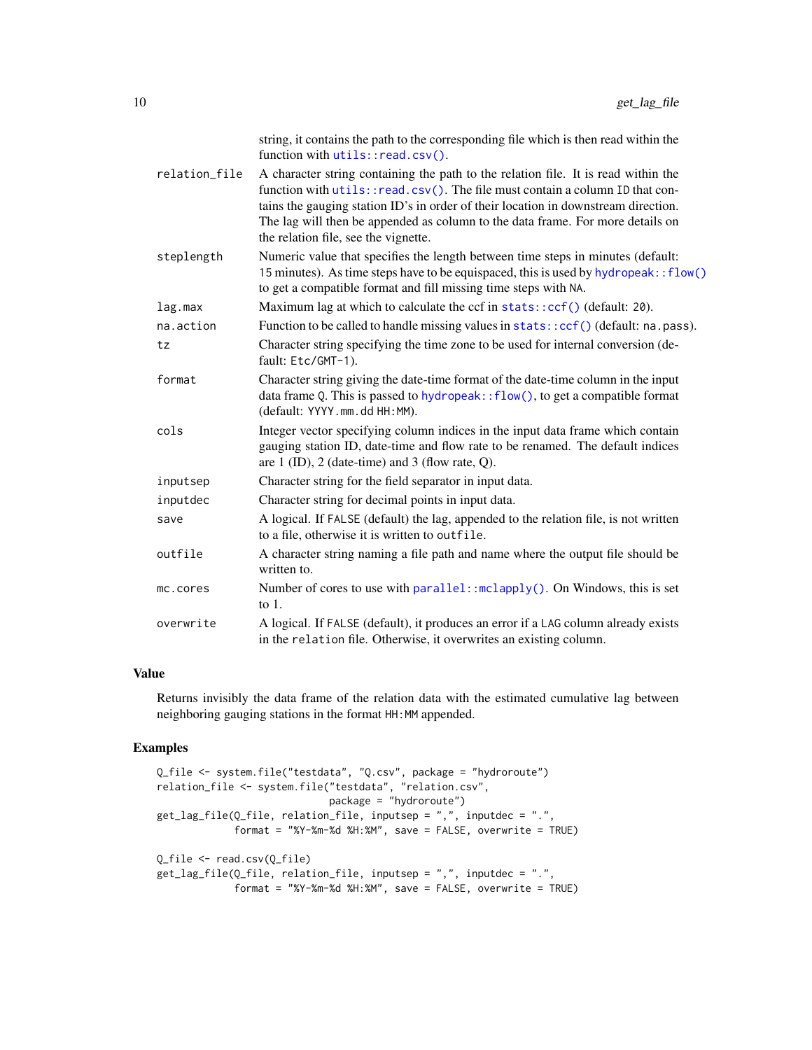| | |
|---|---|
| | string, it contains the path to the corresponding file which is then read within the function with `utils::read.csv()`. |
| `relation_file` | A character string containing the path to the relation file. It is read within the function with `utils::read.csv()`. The file must contain a column ID that contains the gauging station ID's in order of their location in downstream direction. The lag will then be appended as column to the data frame. For more details on the relation file, see the vignette. |
| `steplength` | Numeric value that specifies the length between time steps in minutes (default: 15 minutes). As time steps have to be equispaced, this is used by `hydropeak::flow()` to get a compatible format and fill missing time steps with NA. |
| `lag.max` | Maximum lag at which to calculate the ccf in `stats::ccf()` (default: 20). |
| `na.action` | Function to be called to handle missing values in `stats::ccf()` (default: `na.pass`). |
| `tz` | Character string specifying the time zone to be used for internal conversion (default: `Etc/GMT-1`). |
| `format` | Character string giving the date-time format of the date-time column in the input data frame Q. This is passed to `hydropeak::flow()`, to get a compatible format (default: `YYYY.mm.dd HH:MM`). |
| `cols` | Integer vector specifying column indices in the input data frame which contain gauging station ID, date-time and flow rate to be renamed. The default indices are 1 (ID), 2 (date-time) and 3 (flow rate, Q). |
| `inputsep` | Character string for the field separator in input data. |
| `inputdec` | Character string for decimal points in input data. |
| `save` | A logical. If FALSE (default) the lag, appended to the relation file, is not written to a file, otherwise it is written to `outfile`. |
| `outfile` | A character string naming a file path and name where the output file should be written to. |
| `mc.cores` | Number of cores to use with `parallel::mclapply()`. On Windows, this is set to 1. |
| `overwrite` | A logical. If FALSE (default), it produces an error if a LAG column already exists in the `relation` file. Otherwise, it overwrites an existing column. |

## Value

Returns invisibly the data frame of the relation data with the estimated cumulative lag between neighboring gauging stations in the format HH:MM appended.

## Examples

```
Q_file <- system.file("testdata", "Q.csv", package = "hydroroute")
relation_file <- system.file("testdata", "relation.csv",
                             package = "hydroroute")
get_lag_file(Q_file, relation_file, inputsep = ",", inputdec = ".",
             format = "%Y-%m-%d %H:%M", save = FALSE, overwrite = TRUE)

Q_file <- read.csv(Q_file)
get_lag_file(Q_file, relation_file, inputsep = ",", inputdec = ".",
             format = "%Y-%m-%d %H:%M", save = FALSE, overwrite = TRUE)
```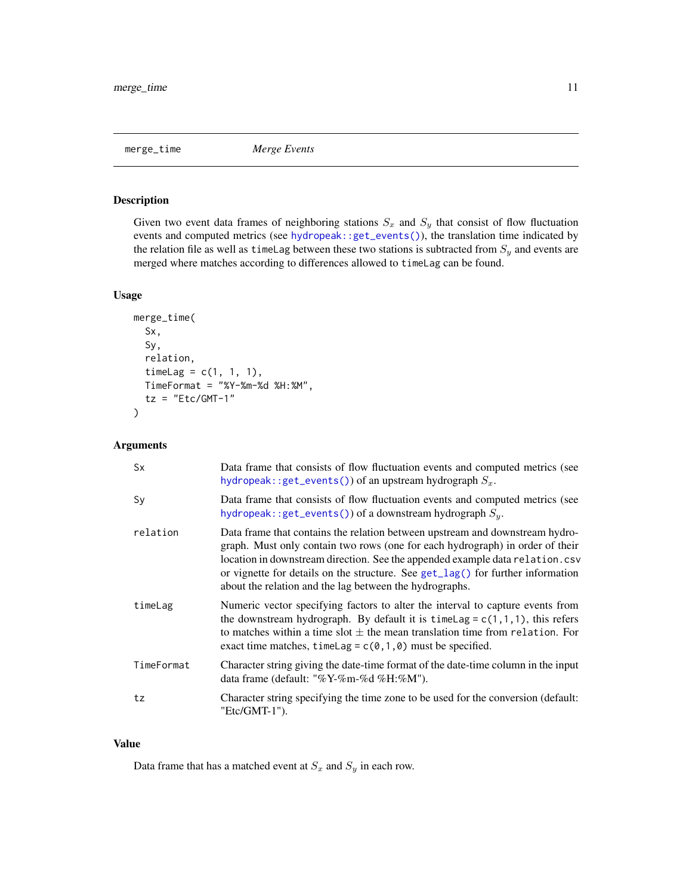merge_time — *Merge Events*

## Description

Given two event data frames of neighboring stations $S_x$ and $S_y$ that consist of flow fluctuation events and computed metrics (see `hydropeak::get_events()`), the translation time indicated by the relation file as well as `timeLag` between these two stations is subtracted from $S_y$ and events are merged where matches according to differences allowed to `timeLag` can be found.

## Usage

```
merge_time(
  Sx,
  Sy,
  relation,
  timeLag = c(1, 1, 1),
  TimeFormat = "%Y-%m-%d %H:%M",
  tz = "Etc/GMT-1"
)
```

## Arguments

| Argument | Description |
|---|---|
| `Sx` | Data frame that consists of flow fluctuation events and computed metrics (see `hydropeak::get_events()`) of an upstream hydrograph $S_x$. |
| `Sy` | Data frame that consists of flow fluctuation events and computed metrics (see `hydropeak::get_events()`) of a downstream hydrograph $S_y$. |
| `relation` | Data frame that contains the relation between upstream and downstream hydrograph. Must only contain two rows (one for each hydrograph) in order of their location in downstream direction. See the appended example data `relation.csv` or vignette for details on the structure. See `get_lag()` for further information about the relation and the lag between the hydrographs. |
| `timeLag` | Numeric vector specifying factors to alter the interval to capture events from the downstream hydrograph. By default it is `timeLag = c(1,1,1)`, this refers to matches within a time slot $\pm$ the mean translation time from `relation`. For exact time matches, `timeLag = c(0,1,0)` must be specified. |
| `TimeFormat` | Character string giving the date-time format of the date-time column in the input data frame (default: "%Y-%m-%d %H:%M"). |
| `tz` | Character string specifying the time zone to be used for the conversion (default: "Etc/GMT-1"). |

## Value

Data frame that has a matched event at $S_x$ and $S_y$ in each row.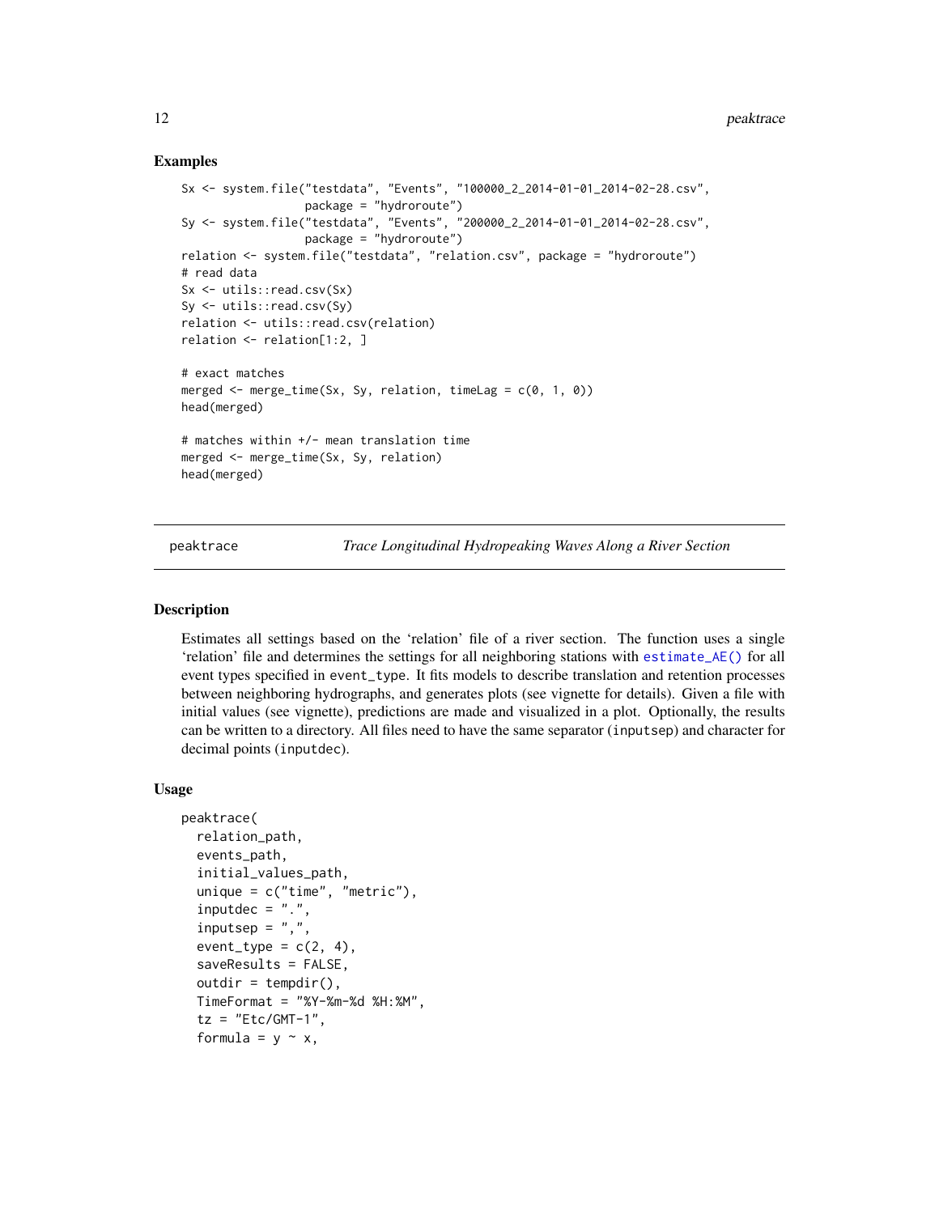### Examples

```
Sx <- system.file("testdata", "Events", "100000_2_2014-01-01_2014-02-28.csv",
                  package = "hydroroute")
Sy <- system.file("testdata", "Events", "200000_2_2014-01-01_2014-02-28.csv",
                  package = "hydroroute")
relation <- system.file("testdata", "relation.csv", package = "hydroroute")
# read data
Sx <- utils::read.csv(Sx)
Sy <- utils::read.csv(Sy)
relation <- utils::read.csv(relation)
relation <- relation[1:2, ]

# exact matches
merged <- merge_time(Sx, Sy, relation, timeLag = c(0, 1, 0))
head(merged)

# matches within +/- mean translation time
merged <- merge_time(Sx, Sy, relation)
head(merged)
```

---

## peaktrace — *Trace Longitudinal Hydropeaking Waves Along a River Section*

### Description

Estimates all settings based on the 'relation' file of a river section. The function uses a single 'relation' file and determines the settings for all neighboring stations with `estimate_AE()` for all event types specified in `event_type`. It fits models to describe translation and retention processes between neighboring hydrographs, and generates plots (see vignette for details). Given a file with initial values (see vignette), predictions are made and visualized in a plot. Optionally, the results can be written to a directory. All files need to have the same separator (`inputsep`) and character for decimal points (`inputdec`).

### Usage

```
peaktrace(
  relation_path,
  events_path,
  initial_values_path,
  unique = c("time", "metric"),
  inputdec = ".",
  inputsep = ",",
  event_type = c(2, 4),
  saveResults = FALSE,
  outdir = tempdir(),
  TimeFormat = "%Y-%m-%d %H:%M",
  tz = "Etc/GMT-1",
  formula = y ~ x,
```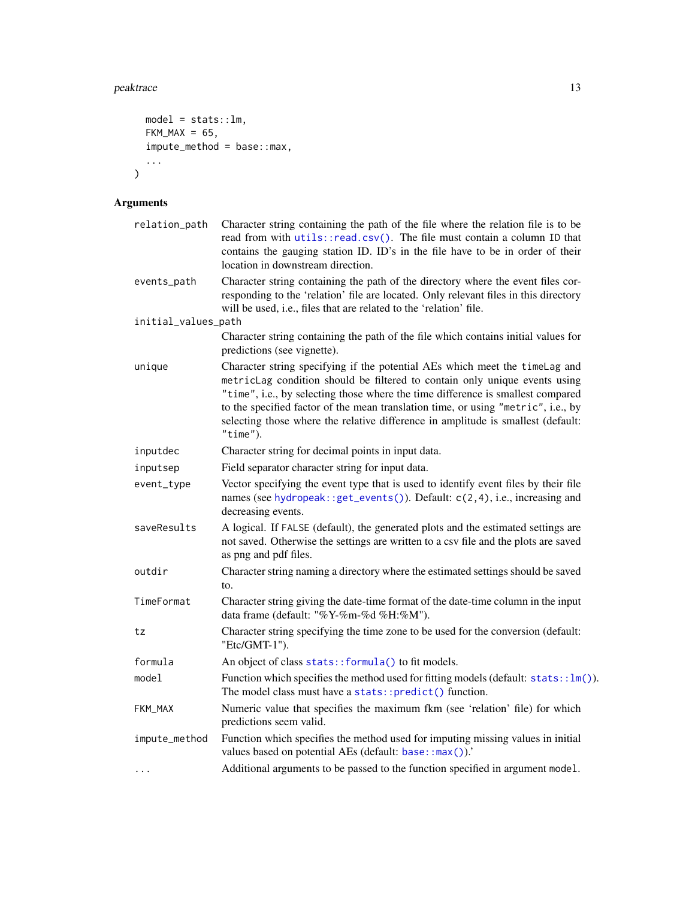```
  model = stats::lm,
  FKM_MAX = 65,
  impute_method = base::max,
  ...
)
```

## Arguments

| Argument | Description |
|---|---|
| `relation_path` | Character string containing the path of the file where the relation file is to be read from with `utils::read.csv()`. The file must contain a column `ID` that contains the gauging station ID. ID's in the file have to be in order of their location in downstream direction. |
| `events_path` | Character string containing the path of the directory where the event files corresponding to the 'relation' file are located. Only relevant files in this directory will be used, i.e., files that are related to the 'relation' file. |
| `initial_values_path` | Character string containing the path of the file which contains initial values for predictions (see vignette). |
| `unique` | Character string specifying if the potential AEs which meet the `timeLag` and `metricLag` condition should be filtered to contain only unique events using `"time"`, i.e., by selecting those where the time difference is smallest compared to the specified factor of the mean translation time, or using `"metric"`, i.e., by selecting those where the relative difference in amplitude is smallest (default: `"time"`). |
| `inputdec` | Character string for decimal points in input data. |
| `inputsep` | Field separator character string for input data. |
| `event_type` | Vector specifying the event type that is used to identify event files by their file names (see `hydropeak::get_events()`). Default: `c(2,4)`, i.e., increasing and decreasing events. |
| `saveResults` | A logical. If `FALSE` (default), the generated plots and the estimated settings are not saved. Otherwise the settings are written to a csv file and the plots are saved as png and pdf files. |
| `outdir` | Character string naming a directory where the estimated settings should be saved to. |
| `TimeFormat` | Character string giving the date-time format of the date-time column in the input data frame (default: "%Y-%m-%d %H:%M"). |
| `tz` | Character string specifying the time zone to be used for the conversion (default: "Etc/GMT-1"). |
| `formula` | An object of class `stats::formula()` to fit models. |
| `model` | Function which specifies the method used for fitting models (default: `stats::lm()`). The model class must have a `stats::predict()` function. |
| `FKM_MAX` | Numeric value that specifies the maximum fkm (see 'relation' file) for which predictions seem valid. |
| `impute_method` | Function which specifies the method used for imputing missing values in initial values based on potential AEs (default: `base::max()`).' |
| `...` | Additional arguments to be passed to the function specified in argument `model`. |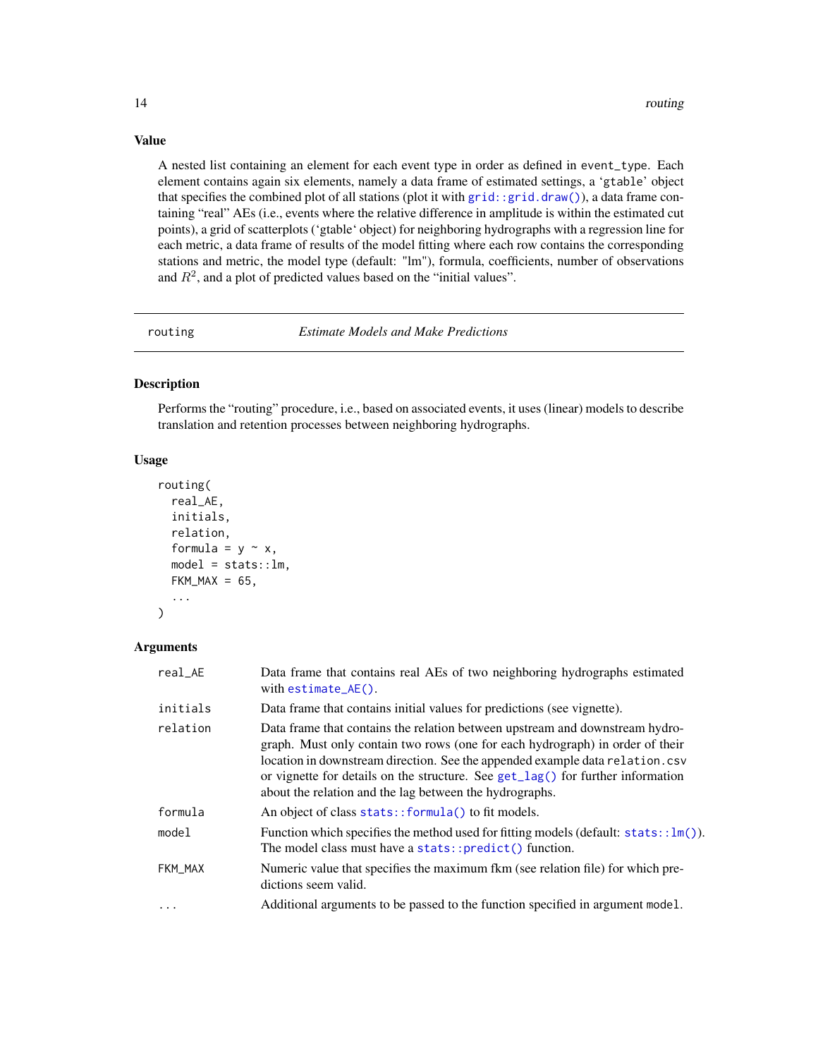## Value

A nested list containing an element for each event type in order as defined in `event_type`. Each element contains again six elements, namely a data frame of estimated settings, a 'gtable' object that specifies the combined plot of all stations (plot it with `grid::grid.draw()`), a data frame containing "real" AEs (i.e., events where the relative difference in amplitude is within the estimated cut points), a grid of scatterplots ('gtable' object) for neighboring hydrographs with a regression line for each metric, a data frame of results of the model fitting where each row contains the corresponding stations and metric, the model type (default: "lm"), formula, coefficients, number of observations and $R^2$, and a plot of predicted values based on the "initial values".

---

`routing` *Estimate Models and Make Predictions*

---

## Description

Performs the "routing" procedure, i.e., based on associated events, it uses (linear) models to describe translation and retention processes between neighboring hydrographs.

## Usage

```
routing(
  real_AE,
  initials,
  relation,
  formula = y ~ x,
  model = stats::lm,
  FKM_MAX = 65,
  ...
)
```

## Arguments

| | |
|---|---|
| `real_AE` | Data frame that contains real AEs of two neighboring hydrographs estimated with `estimate_AE()`. |
| `initials` | Data frame that contains initial values for predictions (see vignette). |
| `relation` | Data frame that contains the relation between upstream and downstream hydrograph. Must only contain two rows (one for each hydrograph) in order of their location in downstream direction. See the appended example data `relation.csv` or vignette for details on the structure. See `get_lag()` for further information about the relation and the lag between the hydrographs. |
| `formula` | An object of class `stats::formula()` to fit models. |
| `model` | Function which specifies the method used for fitting models (default: `stats::lm()`). The model class must have a `stats::predict()` function. |
| `FKM_MAX` | Numeric value that specifies the maximum fkm (see relation file) for which predictions seem valid. |
| `...` | Additional arguments to be passed to the function specified in argument `model`. |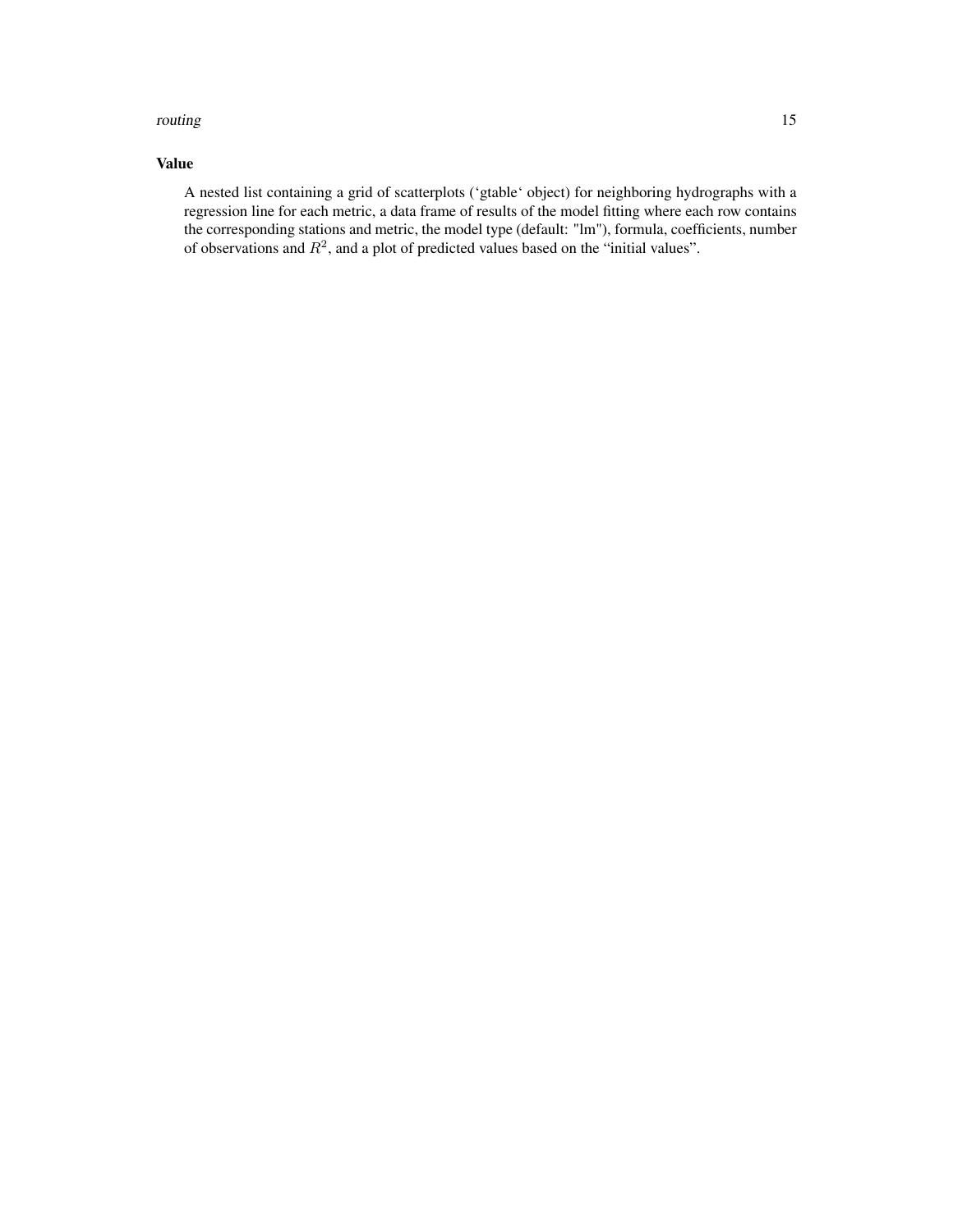### Value

A nested list containing a grid of scatterplots (‘gtable‘ object) for neighboring hydrographs with a regression line for each metric, a data frame of results of the model fitting where each row contains the corresponding stations and metric, the model type (default: "lm"), formula, coefficients, number of observations and $R^2$, and a plot of predicted values based on the “initial values”.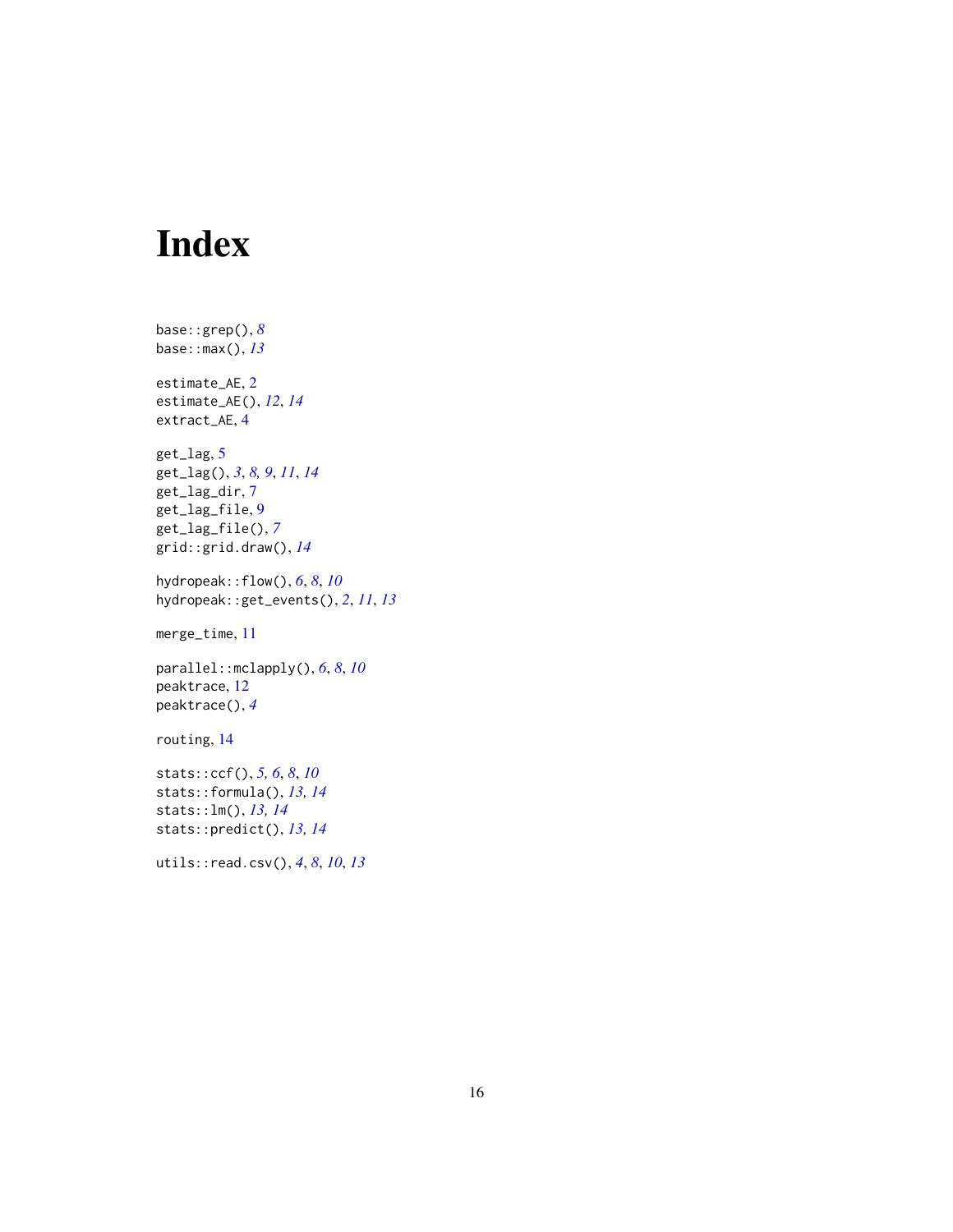# Index

base::grep(), *8*
base::max(), *13*

estimate_AE, 2
estimate_AE(), *12*, *14*
extract_AE, 4

get_lag, 5
get_lag(), *3*, *8*, *9*, *11*, *14*
get_lag_dir, 7
get_lag_file, 9
get_lag_file(), *7*
grid::grid.draw(), *14*

hydropeak::flow(), *6*, *8*, *10*
hydropeak::get_events(), *2*, *11*, *13*

merge_time, 11

parallel::mclapply(), *6*, *8*, *10*
peaktrace, 12
peaktrace(), *4*

routing, 14

stats::ccf(), *5*, *6*, *8*, *10*
stats::formula(), *13*, *14*
stats::lm(), *13*, *14*
stats::predict(), *13*, *14*

utils::read.csv(), *4*, *8*, *10*, *13*